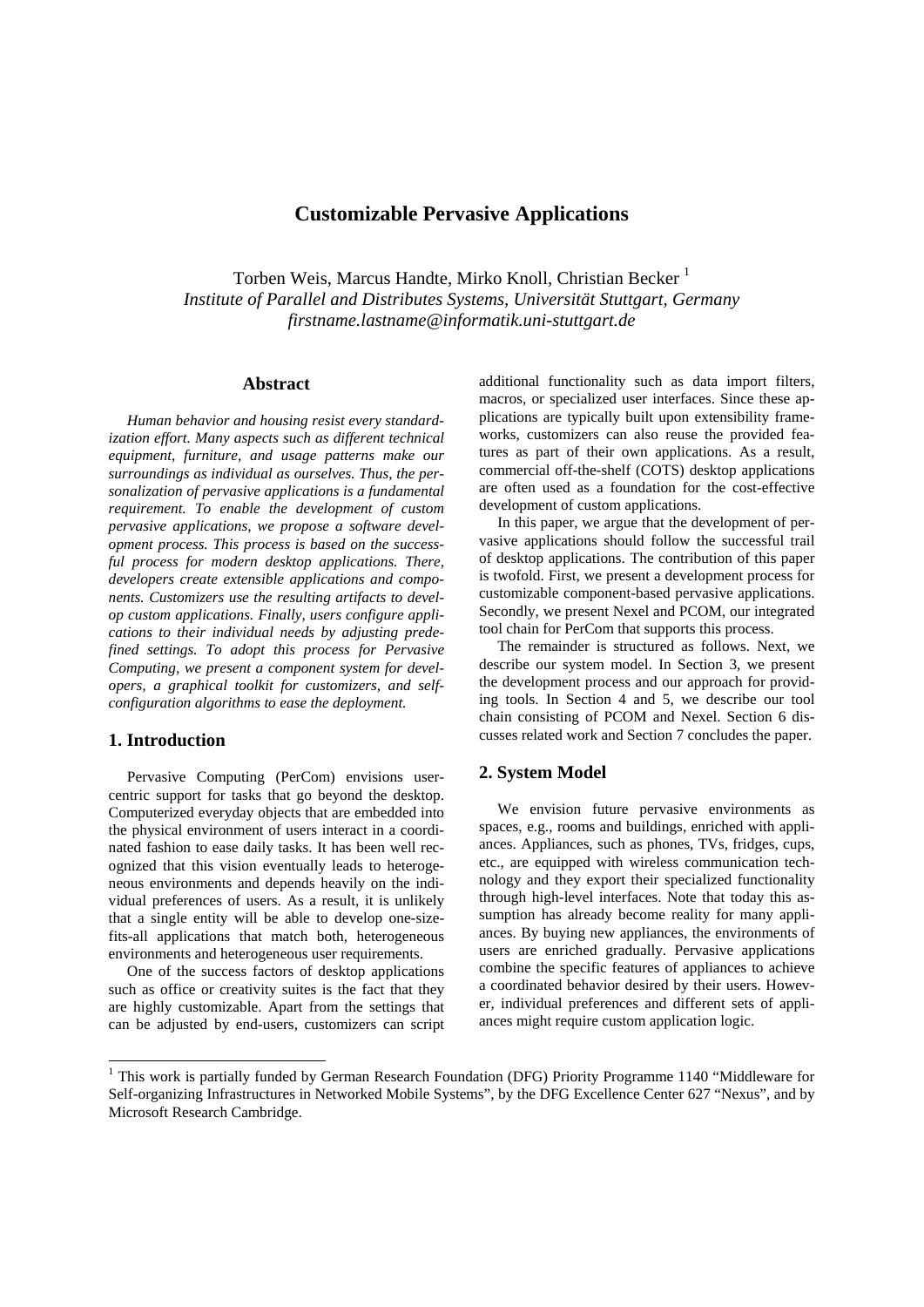# Customizable Pervasive Applications

Torben Weis, Marcus Handte, Mirko Knoll, Christian Becker [1]
*Institute of Parallel and Distributes Systems, Universität Stuttgart, Germany*
*firstname.lastname@informatik.uni-stuttgart.de*

## Abstract

*Human behavior and housing resist every standardization effort. Many aspects such as different technical equipment, furniture, and usage patterns make our surroundings as individual as ourselves. Thus, the personalization of pervasive applications is a fundamental requirement. To enable the development of custom pervasive applications, we propose a software development process. This process is based on the successful process for modern desktop applications. There, developers create extensible applications and components. Customizers use the resulting artifacts to develop custom applications. Finally, users configure applications to their individual needs by adjusting predefined settings. To adopt this process for Pervasive Computing, we present a component system for developers, a graphical toolkit for customizers, and self-configuration algorithms to ease the deployment.*

## 1. Introduction

Pervasive Computing (PerCom) envisions user-centric support for tasks that go beyond the desktop. Computerized everyday objects that are embedded into the physical environment of users interact in a coordinated fashion to ease daily tasks. It has been well recognized that this vision eventually leads to heterogeneous environments and depends heavily on the individual preferences of users. As a result, it is unlikely that a single entity will be able to develop one-size-fits-all applications that match both, heterogeneous environments and heterogeneous user requirements.

One of the success factors of desktop applications such as office or creativity suites is the fact that they are highly customizable. Apart from the settings that can be adjusted by end-users, customizers can script additional functionality such as data import filters, macros, or specialized user interfaces. Since these applications are typically built upon extensibility frameworks, customizers can also reuse the provided features as part of their own applications. As a result, commercial off-the-shelf (COTS) desktop applications are often used as a foundation for the cost-effective development of custom applications.

In this paper, we argue that the development of pervasive applications should follow the successful trail of desktop applications. The contribution of this paper is twofold. First, we present a development process for customizable component-based pervasive applications. Secondly, we present Nexel and PCOM, our integrated tool chain for PerCom that supports this process.

The remainder is structured as follows. Next, we describe our system model. In Section 3, we present the development process and our approach for providing tools. In Section 4 and 5, we describe our tool chain consisting of PCOM and Nexel. Section 6 discusses related work and Section 7 concludes the paper.

## 2. System Model

We envision future pervasive environments as spaces, e.g., rooms and buildings, enriched with appliances. Appliances, such as phones, TVs, fridges, cups, etc., are equipped with wireless communication technology and they export their specialized functionality through high-level interfaces. Note that today this assumption has already become reality for many appliances. By buying new appliances, the environments of users are enriched gradually. Pervasive applications combine the specific features of appliances to achieve a coordinated behavior desired by their users. However, individual preferences and different sets of appliances might require custom application logic.

[1] This work is partially funded by German Research Foundation (DFG) Priority Programme 1140 "Middleware for Self-organizing Infrastructures in Networked Mobile Systems", by the DFG Excellence Center 627 "Nexus", and by Microsoft Research Cambridge.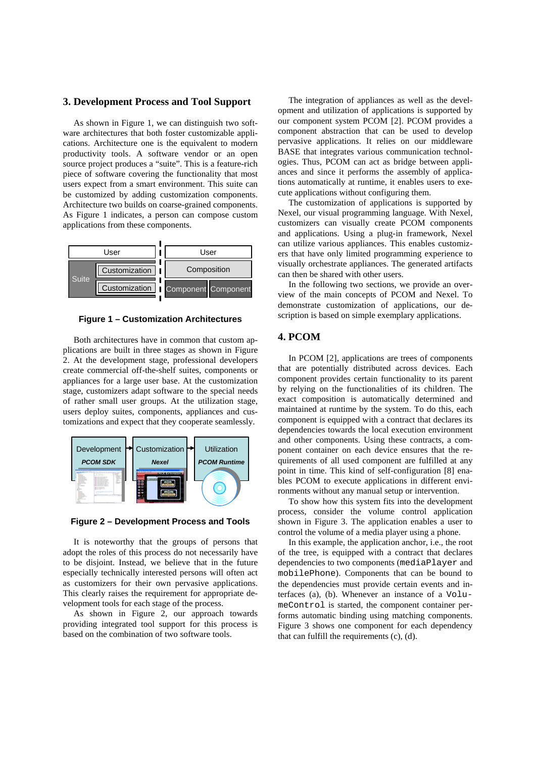## 3. Development Process and Tool Support

As shown in Figure 1, we can distinguish two software architectures that both foster customizable applications. Architecture one is the equivalent to modern productivity tools. A software vendor or an open source project produces a "suite". This is a feature-rich piece of software covering the functionality that most users expect from a smart environment. This suite can be customized by adding customization components. Architecture two builds on coarse-grained components. As Figure 1 indicates, a person can compose custom applications from these components.

**Figure 1 – Customization Architectures**

Both architectures have in common that custom applications are built in three stages as shown in Figure 2. At the development stage, professional developers create commercial off-the-shelf suites, components or appliances for a large user base. At the customization stage, customizers adapt software to the special needs of rather small user groups. At the utilization stage, users deploy suites, components, appliances and customizations and expect that they cooperate seamlessly.

**Figure 2 – Development Process and Tools**

It is noteworthy that the groups of persons that adopt the roles of this process do not necessarily have to be disjoint. Instead, we believe that in the future especially technically interested persons will often act as customizers for their own pervasive applications. This clearly raises the requirement for appropriate development tools for each stage of the process.

As shown in Figure 2, our approach towards providing integrated tool support for this process is based on the combination of two software tools.

The integration of appliances as well as the development and utilization of applications is supported by our component system PCOM [2]. PCOM provides a component abstraction that can be used to develop pervasive applications. It relies on our middleware BASE that integrates various communication technologies. Thus, PCOM can act as bridge between appliances and since it performs the assembly of applications automatically at runtime, it enables users to execute applications without configuring them.

The customization of applications is supported by Nexel, our visual programming language. With Nexel, customizers can visually create PCOM components and applications. Using a plug-in framework, Nexel can utilize various appliances. This enables customizers that have only limited programming experience to visually orchestrate appliances. The generated artifacts can then be shared with other users.

In the following two sections, we provide an overview of the main concepts of PCOM and Nexel. To demonstrate customization of applications, our description is based on simple exemplary applications.

## 4. PCOM

In PCOM [2], applications are trees of components that are potentially distributed across devices. Each component provides certain functionality to its parent by relying on the functionalities of its children. The exact composition is automatically determined and maintained at runtime by the system. To do this, each component is equipped with a contract that declares its dependencies towards the local execution environment and other components. Using these contracts, a component container on each device ensures that the requirements of all used component are fulfilled at any point in time. This kind of self-configuration [8] enables PCOM to execute applications in different environments without any manual setup or intervention.

To show how this system fits into the development process, consider the volume control application shown in Figure 3. The application enables a user to control the volume of a media player using a phone.

In this example, the application anchor, i.e., the root of the tree, is equipped with a contract that declares dependencies to two components (`mediaPlayer` and `mobilePhone`). Components that can be bound to the dependencies must provide certain events and interfaces (a), (b). Whenever an instance of a `VolumeControl` is started, the component container performs automatic binding using matching components. Figure 3 shows one component for each dependency that can fulfill the requirements (c), (d).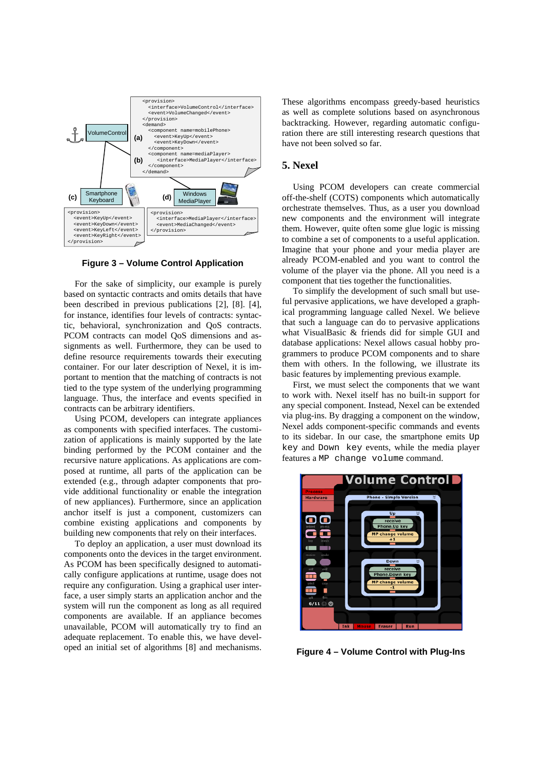```
<provision>
  <interface>VolumeControl</interface>
  <event>VolumeChanged</event>
</provision>
<demand>
  <component name=mobilePhone>
    <event>KeyUp</event>
    <event>KeyDown</event>
  </component>
  <component name=mediaPlayer>
    <interface>MediaPlayer</interface>
  </component>
</demand>
```

(a) (b) VolumeControl

(c) Smartphone Keyboard

```
<provision>
  <event>KeyUp</event>
  <event>KeyDown</event>
  <event>KeyLeft</event>
  <event>KeyRight</event>
</provision>
```

(d) Windows MediaPlayer

```
<provision>
  <interface>MediaPlayer</interface>
  <event>MediaChanged</event>
</provision>
```

**Figure 3 – Volume Control Application**

For the sake of simplicity, our example is purely based on syntactic contracts and omits details that have been described in previous publications [2], [8]. [4], for instance, identifies four levels of contracts: syntactic, behavioral, synchronization and QoS contracts. PCOM contracts can model QoS dimensions and assignments as well. Furthermore, they can be used to define resource requirements towards their executing container. For our later description of Nexel, it is important to mention that the matching of contracts is not tied to the type system of the underlying programming language. Thus, the interface and events specified in contracts can be arbitrary identifiers.

Using PCOM, developers can integrate appliances as components with specified interfaces. The customization of applications is mainly supported by the late binding performed by the PCOM container and the recursive nature applications. As applications are composed at runtime, all parts of the application can be extended (e.g., through adapter components that provide additional functionality or enable the integration of new appliances). Furthermore, since an application anchor itself is just a component, customizers can combine existing applications and components by building new components that rely on their interfaces.

To deploy an application, a user must download its components onto the devices in the target environment. As PCOM has been specifically designed to automatically configure applications at runtime, usage does not require any configuration. Using a graphical user interface, a user simply starts an application anchor and the system will run the component as long as all required components are available. If an appliance becomes unavailable, PCOM will automatically try to find an adequate replacement. To enable this, we have developed an initial set of algorithms [8] and mechanisms. These algorithms encompass greedy-based heuristics as well as complete solutions based on asynchronous backtracking. However, regarding automatic configuration there are still interesting research questions that have not been solved so far.

## 5. Nexel

Using PCOM developers can create commercial off-the-shelf (COTS) components which automatically orchestrate themselves. Thus, as a user you download new components and the environment will integrate them. However, quite often some glue logic is missing to combine a set of components to a useful application. Imagine that your phone and your media player are already PCOM-enabled and you want to control the volume of the player via the phone. All you need is a component that ties together the functionalities.

To simplify the development of such small but useful pervasive applications, we have developed a graphical programming language called Nexel. We believe that such a language can do to pervasive applications what VisualBasic & friends did for simple GUI and database applications: Nexel allows casual hobby programmers to produce PCOM components and to share them with others. In the following, we illustrate its basic features by implementing previous example.

First, we must select the components that we want to work with. Nexel itself has no built-in support for any special component. Instead, Nexel can be extended via plug-ins. By dragging a component on the window, Nexel adds component-specific commands and events to its sidebar. In our case, the smartphone emits `Up key` and `Down key` events, while the media player features a `MP change volume` command.

Volume Control

Process
Hardware

Phone - Simple Version

Up
receive
Phone.Up key
MP change volume
+1

Down
receive
Phone.Down key
MP change volume
-1

6/11

Ink Mouse Eraser Run

**Figure 4 – Volume Control with Plug-Ins**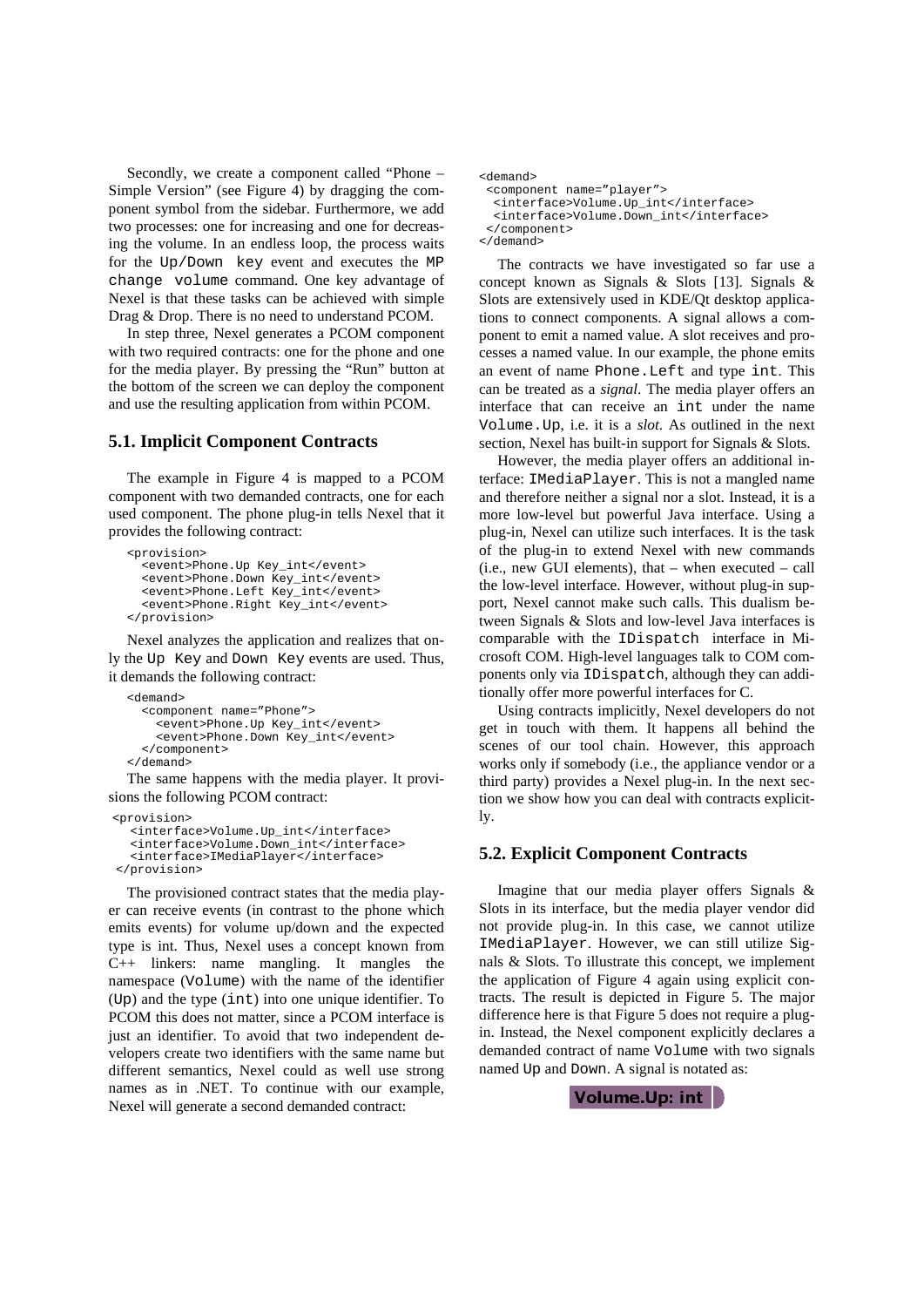Secondly, we create a component called "Phone – Simple Version" (see Figure 4) by dragging the component symbol from the sidebar. Furthermore, we add two processes: one for increasing and one for decreasing the volume. In an endless loop, the process waits for the `Up/Down key` event and executes the `MP change volume` command. One key advantage of Nexel is that these tasks can be achieved with simple Drag & Drop. There is no need to understand PCOM.

In step three, Nexel generates a PCOM component with two required contracts: one for the phone and one for the media player. By pressing the "Run" button at the bottom of the screen we can deploy the component and use the resulting application from within PCOM.

### 5.1. Implicit Component Contracts

The example in Figure 4 is mapped to a PCOM component with two demanded contracts, one for each used component. The phone plug-in tells Nexel that it provides the following contract:

```
<provision>
  <event>Phone.Up Key_int</event>
  <event>Phone.Down Key_int</event>
  <event>Phone.Left Key_int</event>
  <event>Phone.Right Key_int</event>
</provision>
```

Nexel analyzes the application and realizes that only the `Up Key` and `Down Key` events are used. Thus, it demands the following contract:

```
<demand>
  <component name="Phone">
    <event>Phone.Up Key_int</event>
    <event>Phone.Down Key_int</event>
  </component>
</demand>
```

The same happens with the media player. It provisions the following PCOM contract:

```
<provision>
  <interface>Volume.Up_int</interface>
  <interface>Volume.Down_int</interface>
  <interface>IMediaPlayer</interface>
</provision>
```

The provisioned contract states that the media player can receive events (in contrast to the phone which emits events) for volume up/down and the expected type is int. Thus, Nexel uses a concept known from C++ linkers: name mangling. It mangles the namespace (`Volume`) with the name of the identifier (`Up`) and the type (`int`) into one unique identifier. To PCOM this does not matter, since a PCOM interface is just an identifier. To avoid that two independent developers create two identifiers with the same name but different semantics, Nexel could as well use strong names as in .NET. To continue with our example, Nexel will generate a second demanded contract:

```
<demand>
 <component name="player">
  <interface>Volume.Up_int</interface>
  <interface>Volume.Down_int</interface>
 </component>
</demand>
```

The contracts we have investigated so far use a concept known as Signals & Slots [13]. Signals & Slots are extensively used in KDE/Qt desktop applications to connect components. A signal allows a component to emit a named value. A slot receives and processes a named value. In our example, the phone emits an event of name `Phone.Left` and type `int`. This can be treated as a *signal*. The media player offers an interface that can receive an `int` under the name `Volume.Up`, i.e. it is a *slot*. As outlined in the next section, Nexel has built-in support for Signals & Slots.

However, the media player offers an additional interface: `IMediaPlayer`. This is not a mangled name and therefore neither a signal nor a slot. Instead, it is a more low-level but powerful Java interface. Using a plug-in, Nexel can utilize such interfaces. It is the task of the plug-in to extend Nexel with new commands (i.e., new GUI elements), that – when executed – call the low-level interface. However, without plug-in support, Nexel cannot make such calls. This dualism between Signals & Slots and low-level Java interfaces is comparable with the `IDispatch` interface in Microsoft COM. High-level languages talk to COM components only via `IDispatch`, although they can additionally offer more powerful interfaces for C.

Using contracts implicitly, Nexel developers do not get in touch with them. It happens all behind the scenes of our tool chain. However, this approach works only if somebody (i.e., the appliance vendor or a third party) provides a Nexel plug-in. In the next section we show how you can deal with contracts explicitly.

### 5.2. Explicit Component Contracts

Imagine that our media player offers Signals & Slots in its interface, but the media player vendor did not provide plug-in. In this case, we cannot utilize `IMediaPlayer`. However, we can still utilize Signals & Slots. To illustrate this concept, we implement the application of Figure 4 again using explicit contracts. The result is depicted in Figure 5. The major difference here is that Figure 5 does not require a plug-in. Instead, the Nexel component explicitly declares a demanded contract of name `Volume` with two signals named `Up` and `Down`. A signal is notated as:

Volume.Up: int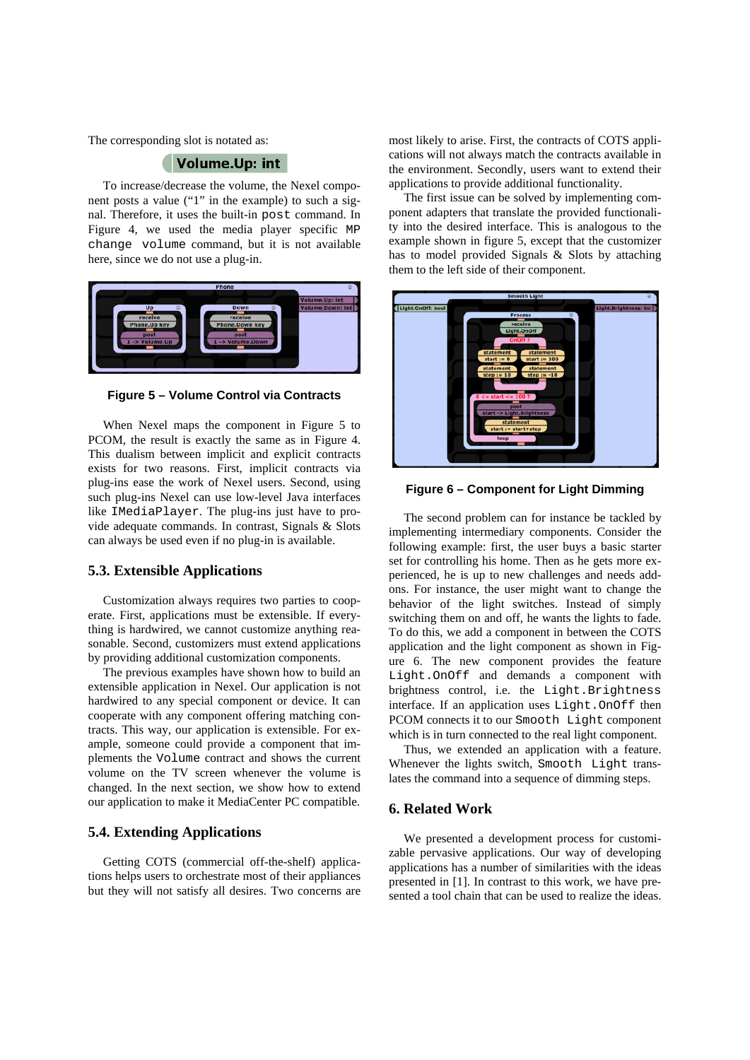The corresponding slot is notated as:

**Volume.Up: int**

To increase/decrease the volume, the Nexel component posts a value ("1" in the example) to such a signal. Therefore, it uses the built-in `post` command. In Figure 4, we used the media player specific `MP change volume` command, but it is not available here, since we do not use a plug-in.

**Figure 5 – Volume Control via Contracts**

When Nexel maps the component in Figure 5 to PCOM, the result is exactly the same as in Figure 4. This dualism between implicit and explicit contracts exists for two reasons. First, implicit contracts via plug-ins ease the work of Nexel users. Second, using such plug-ins Nexel can use low-level Java interfaces like `IMediaPlayer`. The plug-ins just have to provide adequate commands. In contrast, Signals & Slots can always be used even if no plug-in is available.

## 5.3. Extensible Applications

Customization always requires two parties to cooperate. First, applications must be extensible. If everything is hardwired, we cannot customize anything reasonable. Second, customizers must extend applications by providing additional customization components.

The previous examples have shown how to build an extensible application in Nexel. Our application is not hardwired to any special component or device. It can cooperate with any component offering matching contracts. This way, our application is extensible. For example, someone could provide a component that implements the `Volume` contract and shows the current volume on the TV screen whenever the volume is changed. In the next section, we show how to extend our application to make it MediaCenter PC compatible.

## 5.4. Extending Applications

Getting COTS (commercial off-the-shelf) applications helps users to orchestrate most of their appliances but they will not satisfy all desires. Two concerns are most likely to arise. First, the contracts of COTS applications will not always match the contracts available in the environment. Secondly, users want to extend their applications to provide additional functionality.

The first issue can be solved by implementing component adapters that translate the provided functionality into the desired interface. This is analogous to the example shown in figure 5, except that the customizer has to model provided Signals & Slots by attaching them to the left side of their component.

**Figure 6 – Component for Light Dimming**

The second problem can for instance be tackled by implementing intermediary components. Consider the following example: first, the user buys a basic starter set for controlling his home. Then as he gets more experienced, he is up to new challenges and needs add-ons. For instance, the user might want to change the behavior of the light switches. Instead of simply switching them on and off, he wants the lights to fade. To do this, we add a component in between the COTS application and the light component as shown in Figure 6. The new component provides the feature `Light.OnOff` and demands a component with brightness control, i.e. the `Light.Brightness` interface. If an application uses `Light.OnOff` then PCOM connects it to our `Smooth Light` component which is in turn connected to the real light component.

Thus, we extended an application with a feature. Whenever the lights switch, `Smooth Light` translates the command into a sequence of dimming steps.

## 6. Related Work

We presented a development process for customizable pervasive applications. Our way of developing applications has a number of similarities with the ideas presented in [1]. In contrast to this work, we have presented a tool chain that can be used to realize the ideas.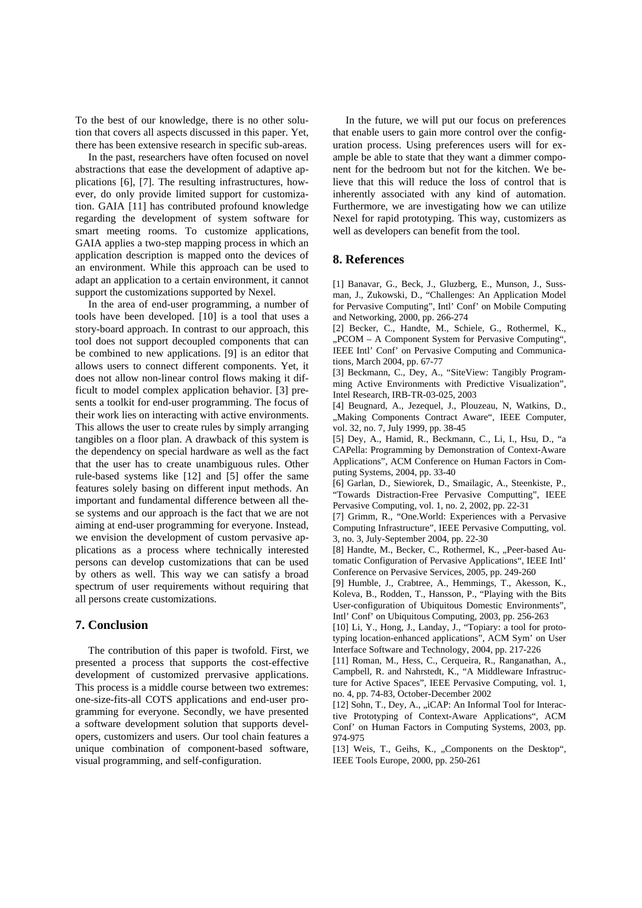To the best of our knowledge, there is no other solution that covers all aspects discussed in this paper. Yet, there has been extensive research in specific sub-areas.

In the past, researchers have often focused on novel abstractions that ease the development of adaptive applications [6], [7]. The resulting infrastructures, however, do only provide limited support for customization. GAIA [11] has contributed profound knowledge regarding the development of system software for smart meeting rooms. To customize applications, GAIA applies a two-step mapping process in which an application description is mapped onto the devices of an environment. While this approach can be used to adapt an application to a certain environment, it cannot support the customizations supported by Nexel.

In the area of end-user programming, a number of tools have been developed. [10] is a tool that uses a story-board approach. In contrast to our approach, this tool does not support decoupled components that can be combined to new applications. [9] is an editor that allows users to connect different components. Yet, it does not allow non-linear control flows making it difficult to model complex application behavior. [3] presents a toolkit for end-user programming. The focus of their work lies on interacting with active environments. This allows the user to create rules by simply arranging tangibles on a floor plan. A drawback of this system is the dependency on special hardware as well as the fact that the user has to create unambiguous rules. Other rule-based systems like [12] and [5] offer the same features solely basing on different input methods. An important and fundamental difference between all these systems and our approach is the fact that we are not aiming at end-user programming for everyone. Instead, we envision the development of custom pervasive applications as a process where technically interested persons can develop customizations that can be used by others as well. This way we can satisfy a broad spectrum of user requirements without requiring that all persons create customizations.

## 7. Conclusion

The contribution of this paper is twofold. First, we presented a process that supports the cost-effective development of customized prervasive applications. This process is a middle course between two extremes: one-size-fits-all COTS applications and end-user programming for everyone. Secondly, we have presented a software development solution that supports developers, customizers and users. Our tool chain features a unique combination of component-based software, visual programming, and self-configuration.

In the future, we will put our focus on preferences that enable users to gain more control over the configuration process. Using preferences users will for example be able to state that they want a dimmer component for the bedroom but not for the kitchen. We believe that this will reduce the loss of control that is inherently associated with any kind of automation. Furthermore, we are investigating how we can utilize Nexel for rapid prototyping. This way, customizers as well as developers can benefit from the tool.

## 8. References

[1] Banavar, G., Beck, J., Gluzberg, E., Munson, J., Sussman, J., Zukowski, D., "Challenges: An Application Model for Pervasive Computing", Intl' Conf' on Mobile Computing and Networking, 2000, pp. 266-274

[2] Becker, C., Handte, M., Schiele, G., Rothermel, K., „PCOM – A Component System for Pervasive Computing", IEEE Intl' Conf' on Pervasive Computing and Communications, March 2004, pp. 67-77

[3] Beckmann, C., Dey, A., "SiteView: Tangibly Programming Active Environments with Predictive Visualization", Intel Research, IRB-TR-03-025, 2003

[4] Beugnard, A., Jezequel, J., Plouzeau, N, Watkins, D., „Making Components Contract Aware", IEEE Computer, vol. 32, no. 7, July 1999, pp. 38-45

[5] Dey, A., Hamid, R., Beckmann, C., Li, I., Hsu, D., "a CAPella: Programming by Demonstration of Context-Aware Applications", ACM Conference on Human Factors in Computing Systems, 2004, pp. 33-40

[6] Garlan, D., Siewiorek, D., Smailagic, A., Steenkiste, P., "Towards Distraction-Free Pervasive Computting", IEEE Pervasive Computing, vol. 1, no. 2, 2002, pp. 22-31

[7] Grimm, R., "One.World: Experiences with a Pervasive Computing Infrastructure", IEEE Pervasive Computting, vol. 3, no. 3, July-September 2004, pp. 22-30

[8] Handte, M., Becker, C., Rothermel, K., „Peer-based Automatic Configuration of Pervasive Applications", IEEE Intl' Conference on Pervasive Services, 2005, pp. 249-260

[9] Humble, J., Crabtree, A., Hemmings, T., Akesson, K., Koleva, B., Rodden, T., Hansson, P., "Playing with the Bits User-configuration of Ubiquitous Domestic Environments", Intl' Conf' on Ubiquitous Computing, 2003, pp. 256-263

[10] Li, Y., Hong, J., Landay, J., "Topiary: a tool for prototyping location-enhanced applications", ACM Sym' on User Interface Software and Technology, 2004, pp. 217-226

[11] Roman, M., Hess, C., Cerqueira, R., Ranganathan, A., Campbell, R. and Nahrstedt, K., "A Middleware Infrastructure for Active Spaces", IEEE Pervasive Computing, vol. 1, no. 4, pp. 74-83, October-December 2002

[12] Sohn, T., Dey, A., „iCAP: An Informal Tool for Interactive Prototyping of Context-Aware Applications", ACM Conf' on Human Factors in Computing Systems, 2003, pp. 974-975

[13] Weis, T., Geihs, K., „Components on the Desktop", IEEE Tools Europe, 2000, pp. 250-261